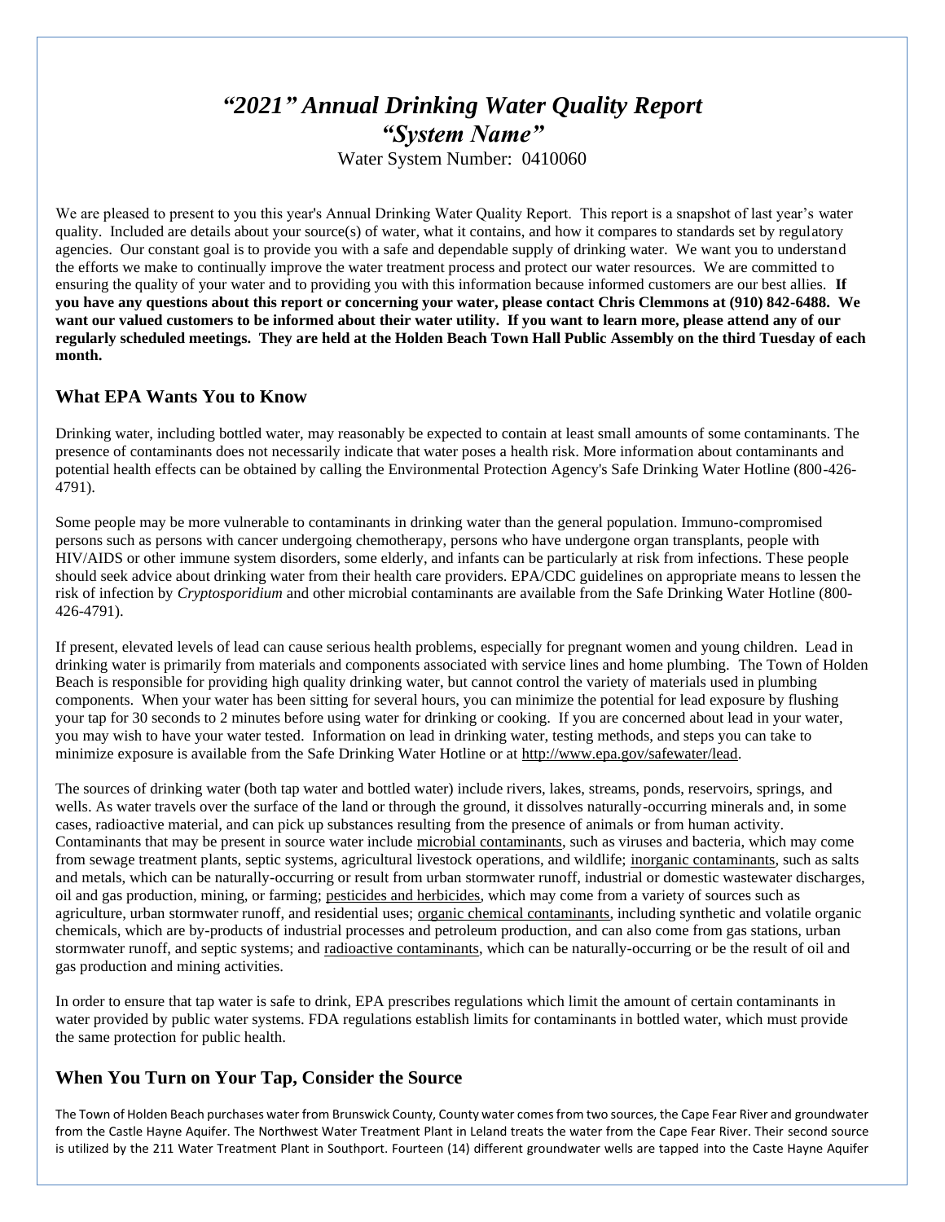# *"2021" Annual Drinking Water Quality Report*
# *"System Name"*

Water System Number: 0410060

We are pleased to present to you this year's Annual Drinking Water Quality Report. This report is a snapshot of last year's water quality. Included are details about your source(s) of water, what it contains, and how it compares to standards set by regulatory agencies. Our constant goal is to provide you with a safe and dependable supply of drinking water. We want you to understand the efforts we make to continually improve the water treatment process and protect our water resources. We are committed to ensuring the quality of your water and to providing you with this information because informed customers are our best allies. **If you have any questions about this report or concerning your water, please contact Chris Clemmons at (910) 842-6488. We want our valued customers to be informed about their water utility. If you want to learn more, please attend any of our regularly scheduled meetings. They are held at the Holden Beach Town Hall Public Assembly on the third Tuesday of each month.**

## What EPA Wants You to Know

Drinking water, including bottled water, may reasonably be expected to contain at least small amounts of some contaminants. The presence of contaminants does not necessarily indicate that water poses a health risk. More information about contaminants and potential health effects can be obtained by calling the Environmental Protection Agency's Safe Drinking Water Hotline (800-426-4791).

Some people may be more vulnerable to contaminants in drinking water than the general population. Immuno-compromised persons such as persons with cancer undergoing chemotherapy, persons who have undergone organ transplants, people with HIV/AIDS or other immune system disorders, some elderly, and infants can be particularly at risk from infections. These people should seek advice about drinking water from their health care providers. EPA/CDC guidelines on appropriate means to lessen the risk of infection by *Cryptosporidium* and other microbial contaminants are available from the Safe Drinking Water Hotline (800-426-4791).

If present, elevated levels of lead can cause serious health problems, especially for pregnant women and young children. Lead in drinking water is primarily from materials and components associated with service lines and home plumbing. The Town of Holden Beach is responsible for providing high quality drinking water, but cannot control the variety of materials used in plumbing components. When your water has been sitting for several hours, you can minimize the potential for lead exposure by flushing your tap for 30 seconds to 2 minutes before using water for drinking or cooking. If you are concerned about lead in your water, you may wish to have your water tested. Information on lead in drinking water, testing methods, and steps you can take to minimize exposure is available from the Safe Drinking Water Hotline or at http://www.epa.gov/safewater/lead.

The sources of drinking water (both tap water and bottled water) include rivers, lakes, streams, ponds, reservoirs, springs, and wells. As water travels over the surface of the land or through the ground, it dissolves naturally-occurring minerals and, in some cases, radioactive material, and can pick up substances resulting from the presence of animals or from human activity. Contaminants that may be present in source water include microbial contaminants, such as viruses and bacteria, which may come from sewage treatment plants, septic systems, agricultural livestock operations, and wildlife; inorganic contaminants, such as salts and metals, which can be naturally-occurring or result from urban stormwater runoff, industrial or domestic wastewater discharges, oil and gas production, mining, or farming; pesticides and herbicides, which may come from a variety of sources such as agriculture, urban stormwater runoff, and residential uses; organic chemical contaminants, including synthetic and volatile organic chemicals, which are by-products of industrial processes and petroleum production, and can also come from gas stations, urban stormwater runoff, and septic systems; and radioactive contaminants, which can be naturally-occurring or be the result of oil and gas production and mining activities.

In order to ensure that tap water is safe to drink, EPA prescribes regulations which limit the amount of certain contaminants in water provided by public water systems. FDA regulations establish limits for contaminants in bottled water, which must provide the same protection for public health.

## When You Turn on Your Tap, Consider the Source

The Town of Holden Beach purchases water from Brunswick County, County water comes from two sources, the Cape Fear River and groundwater from the Castle Hayne Aquifer. The Northwest Water Treatment Plant in Leland treats the water from the Cape Fear River. Their second source is utilized by the 211 Water Treatment Plant in Southport. Fourteen (14) different groundwater wells are tapped into the Caste Hayne Aquifer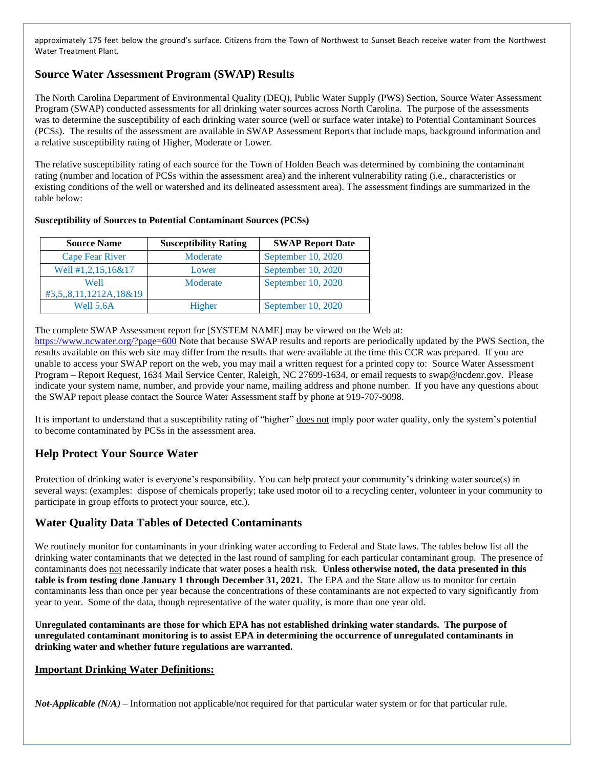approximately 175 feet below the ground's surface. Citizens from the Town of Northwest to Sunset Beach receive water from the Northwest Water Treatment Plant.

## Source Water Assessment Program (SWAP) Results

The North Carolina Department of Environmental Quality (DEQ), Public Water Supply (PWS) Section, Source Water Assessment Program (SWAP) conducted assessments for all drinking water sources across North Carolina. The purpose of the assessments was to determine the susceptibility of each drinking water source (well or surface water intake) to Potential Contaminant Sources (PCSs). The results of the assessment are available in SWAP Assessment Reports that include maps, background information and a relative susceptibility rating of Higher, Moderate or Lower.

The relative susceptibility rating of each source for the Town of Holden Beach was determined by combining the contaminant rating (number and location of PCSs within the assessment area) and the inherent vulnerability rating (i.e., characteristics or existing conditions of the well or watershed and its delineated assessment area). The assessment findings are summarized in the table below:

**Susceptibility of Sources to Potential Contaminant Sources (PCSs)**

| Source Name | Susceptibility Rating | SWAP Report Date |
|---|---|---|
| Cape Fear River | Moderate | September 10, 2020 |
| Well #1,2,15,16&17 | Lower | September 10, 2020 |
| Well #3,5,,8,11,1212A,18&19 | Moderate | September 10, 2020 |
| Well 5,6A | Higher | September 10, 2020 |

The complete SWAP Assessment report for [SYSTEM NAME] may be viewed on the Web at: https://www.ncwater.org/?page=600 Note that because SWAP results and reports are periodically updated by the PWS Section, the results available on this web site may differ from the results that were available at the time this CCR was prepared. If you are unable to access your SWAP report on the web, you may mail a written request for a printed copy to: Source Water Assessment Program – Report Request, 1634 Mail Service Center, Raleigh, NC 27699-1634, or email requests to swap@ncdenr.gov. Please indicate your system name, number, and provide your name, mailing address and phone number. If you have any questions about the SWAP report please contact the Source Water Assessment staff by phone at 919-707-9098.

It is important to understand that a susceptibility rating of "higher" does not imply poor water quality, only the system's potential to become contaminated by PCSs in the assessment area.

## Help Protect Your Source Water

Protection of drinking water is everyone's responsibility. You can help protect your community's drinking water source(s) in several ways: (examples: dispose of chemicals properly; take used motor oil to a recycling center, volunteer in your community to participate in group efforts to protect your source, etc.).

## Water Quality Data Tables of Detected Contaminants

We routinely monitor for contaminants in your drinking water according to Federal and State laws. The tables below list all the drinking water contaminants that we detected in the last round of sampling for each particular contaminant group. The presence of contaminants does not necessarily indicate that water poses a health risk. **Unless otherwise noted, the data presented in this table is from testing done January 1 through December 31, 2021.** The EPA and the State allow us to monitor for certain contaminants less than once per year because the concentrations of these contaminants are not expected to vary significantly from year to year. Some of the data, though representative of the water quality, is more than one year old.

**Unregulated contaminants are those for which EPA has not established drinking water standards. The purpose of unregulated contaminant monitoring is to assist EPA in determining the occurrence of unregulated contaminants in drinking water and whether future regulations are warranted.**

### Important Drinking Water Definitions:

***Not-Applicable (N/A)*** – Information not applicable/not required for that particular water system or for that particular rule.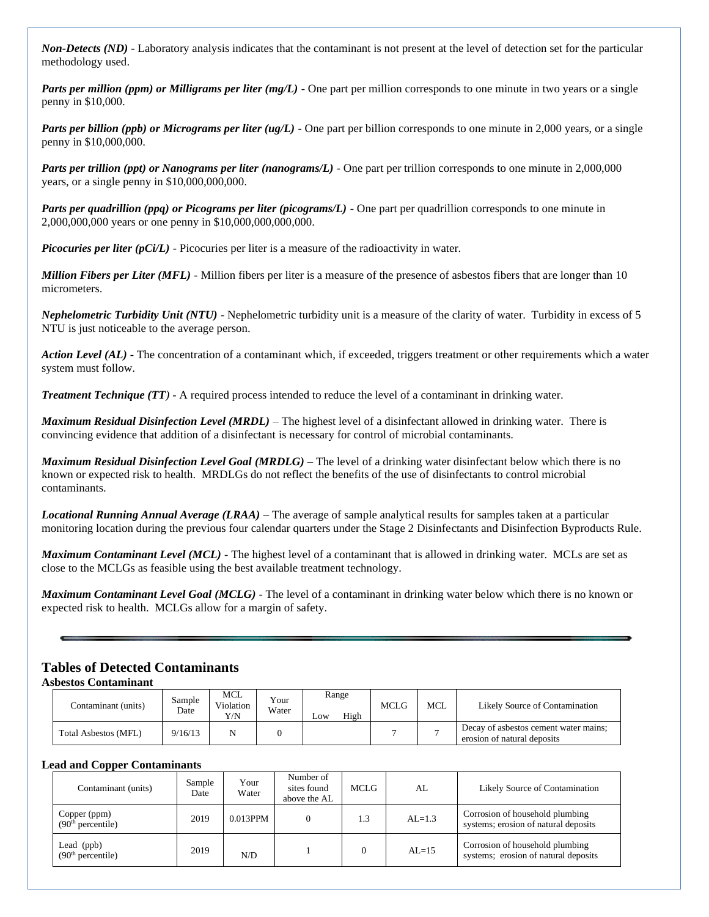***Non-Detects (ND)*** - Laboratory analysis indicates that the contaminant is not present at the level of detection set for the particular methodology used.

***Parts per million (ppm) or Milligrams per liter (mg/L)*** - One part per million corresponds to one minute in two years or a single penny in $10,000.

***Parts per billion (ppb) or Micrograms per liter (ug/L)*** - One part per billion corresponds to one minute in 2,000 years, or a single penny in $10,000,000.

***Parts per trillion (ppt) or Nanograms per liter (nanograms/L)*** - One part per trillion corresponds to one minute in 2,000,000 years, or a single penny in $10,000,000,000.

***Parts per quadrillion (ppq) or Picograms per liter (picograms/L)*** - One part per quadrillion corresponds to one minute in 2,000,000,000 years or one penny in $10,000,000,000,000.

***Picocuries per liter (pCi/L)*** - Picocuries per liter is a measure of the radioactivity in water.

***Million Fibers per Liter (MFL)*** - Million fibers per liter is a measure of the presence of asbestos fibers that are longer than 10 micrometers.

***Nephelometric Turbidity Unit (NTU)*** - Nephelometric turbidity unit is a measure of the clarity of water. Turbidity in excess of 5 NTU is just noticeable to the average person.

***Action Level (AL)*** - The concentration of a contaminant which, if exceeded, triggers treatment or other requirements which a water system must follow.

***Treatment Technique (TT)*** **-** A required process intended to reduce the level of a contaminant in drinking water.

***Maximum Residual Disinfection Level (MRDL)*** – The highest level of a disinfectant allowed in drinking water. There is convincing evidence that addition of a disinfectant is necessary for control of microbial contaminants.

***Maximum Residual Disinfection Level Goal (MRDLG)*** – The level of a drinking water disinfectant below which there is no known or expected risk to health. MRDLGs do not reflect the benefits of the use of disinfectants to control microbial contaminants.

***Locational Running Annual Average (LRAA)*** – The average of sample analytical results for samples taken at a particular monitoring location during the previous four calendar quarters under the Stage 2 Disinfectants and Disinfection Byproducts Rule.

***Maximum Contaminant Level (MCL)*** - The highest level of a contaminant that is allowed in drinking water. MCLs are set as close to the MCLGs as feasible using the best available treatment technology.

***Maximum Contaminant Level Goal (MCLG)*** - The level of a contaminant in drinking water below which there is no known or expected risk to health. MCLGs allow for a margin of safety.

---

## Tables of Detected Contaminants

**Asbestos Contaminant**

| Contaminant (units) | Sample Date | MCL Violation Y/N | Your Water | Range | | MCLG | MCL | Likely Source of Contamination |
|---|---|---|---|---|---|---|---|---|
| | | | | Low | High | | | |
| Total Asbestos (MFL) | 9/16/13 | N | 0 | | | 7 | 7 | Decay of asbestos cement water mains; erosion of natural deposits |

**Lead and Copper Contaminants**

| Contaminant (units) | Sample Date | Your Water | Number of sites found above the AL | MCLG | AL | Likely Source of Contamination |
|---|---|---|---|---|---|---|
| Copper (ppm) (90th percentile) | 2019 | 0.013PPM | 0 | 1.3 | AL=1.3 | Corrosion of household plumbing systems; erosion of natural deposits |
| Lead (ppb) (90th percentile) | 2019 | N/D | 1 | 0 | AL=15 | Corrosion of household plumbing systems; erosion of natural deposits |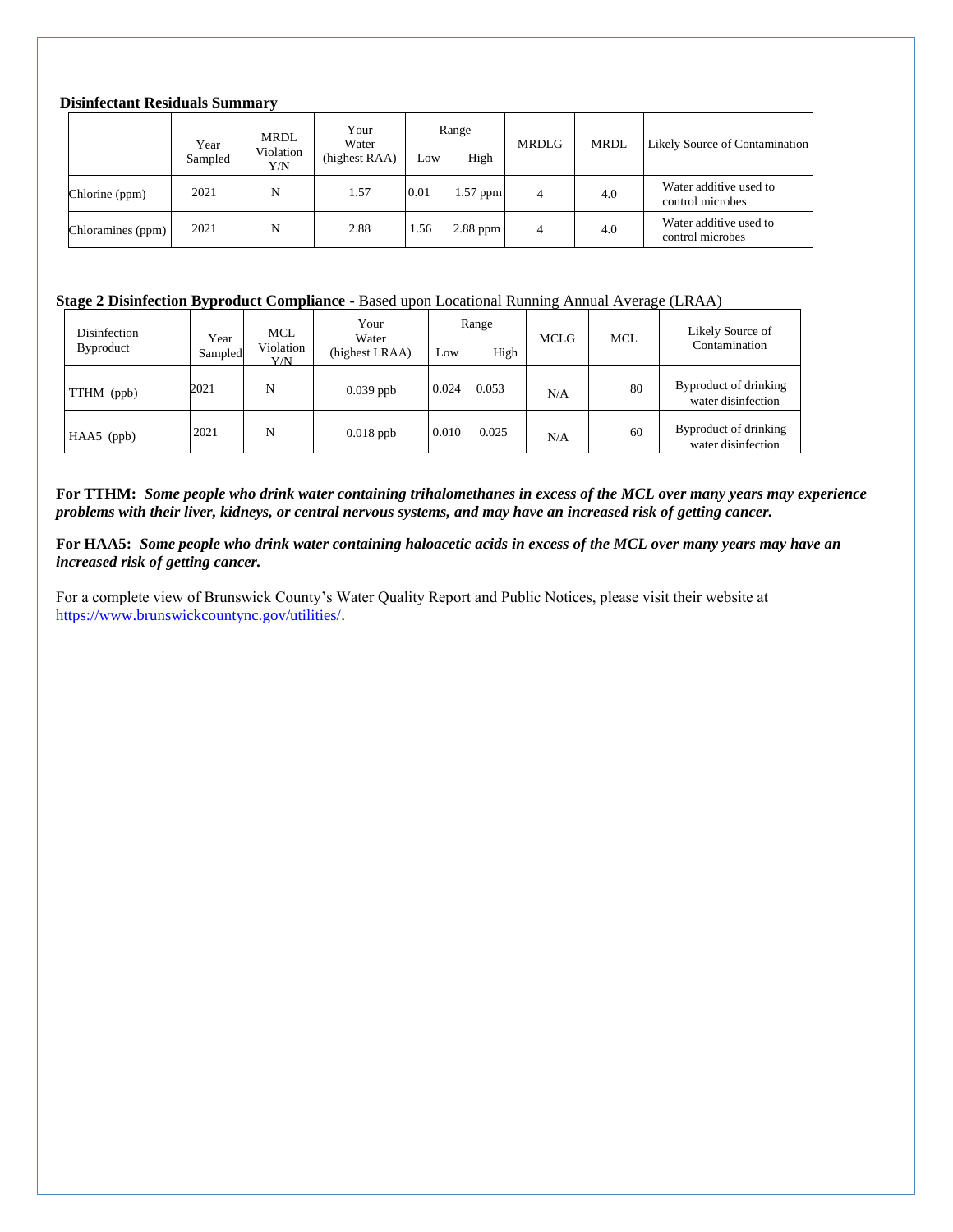**Disinfectant Residuals Summary**

| | Year Sampled | MRDL Violation Y/N | Your Water (highest RAA) | Range | | MRDLG | MRDL | Likely Source of Contamination |
|---|---|---|---|---|---|---|---|---|
| | | | | Low | High | | | |
| Chlorine (ppm) | 2021 | N | 1.57 | 0.01 | 1.57 ppm | 4 | 4.0 | Water additive used to control microbes |
| Chloramines (ppm) | 2021 | N | 2.88 | 1.56 | 2.88 ppm | 4 | 4.0 | Water additive used to control microbes |

**Stage 2 Disinfection Byproduct Compliance -** Based upon Locational Running Annual Average (LRAA)

| Disinfection Byproduct | Year Sampled | MCL Violation Y/N | Your Water (highest LRAA) | Range | | MCLG | MCL | Likely Source of Contamination |
|---|---|---|---|---|---|---|---|---|
| | | | | Low | High | | | |
| TTHM (ppb) | 2021 | N | 0.039 ppb | 0.024 | 0.053 | N/A | 80 | Byproduct of drinking water disinfection |
| HAA5 (ppb) | 2021 | N | 0.018 ppb | 0.010 | 0.025 | N/A | 60 | Byproduct of drinking water disinfection |

**For TTHM:** ***Some people who drink water containing trihalomethanes in excess of the MCL over many years may experience problems with their liver, kidneys, or central nervous systems, and may have an increased risk of getting cancer.***

**For HAA5:** ***Some people who drink water containing haloacetic acids in excess of the MCL over many years may have an increased risk of getting cancer.***

For a complete view of Brunswick County's Water Quality Report and Public Notices, please visit their website at https://www.brunswickcountync.gov/utilities/.